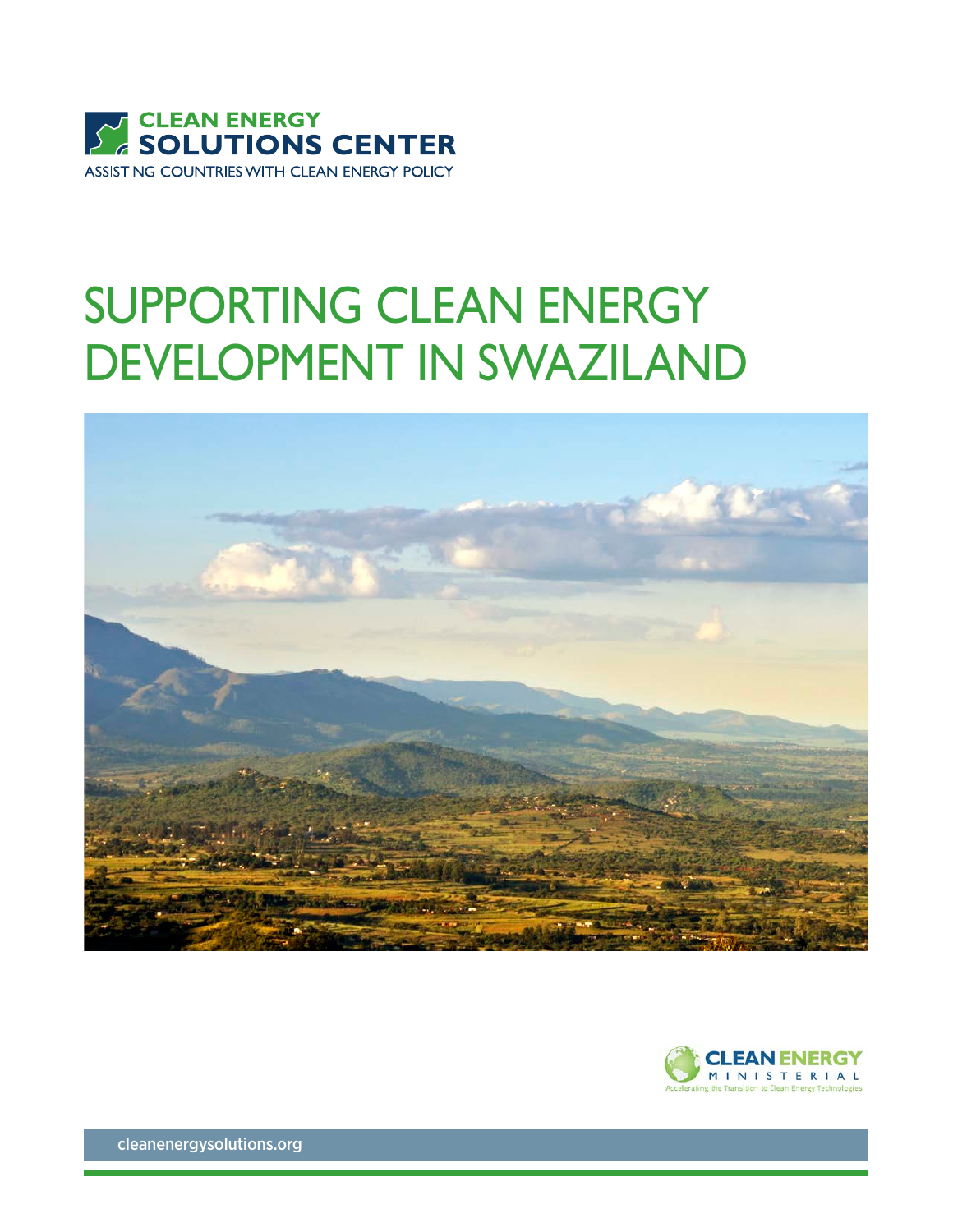CLEAN ENERGY SOLUTIONS CENTER

ASSISTING COUNTRIES WITH CLEAN ENERGY POLICY

# SUPPORTING CLEAN ENERGY DEVELOPMENT IN SWAZILAND

CLEAN ENERGY MINISTERIAL

Accelerating the Transition to Clean Energy Technologies

cleanenergysolutions.org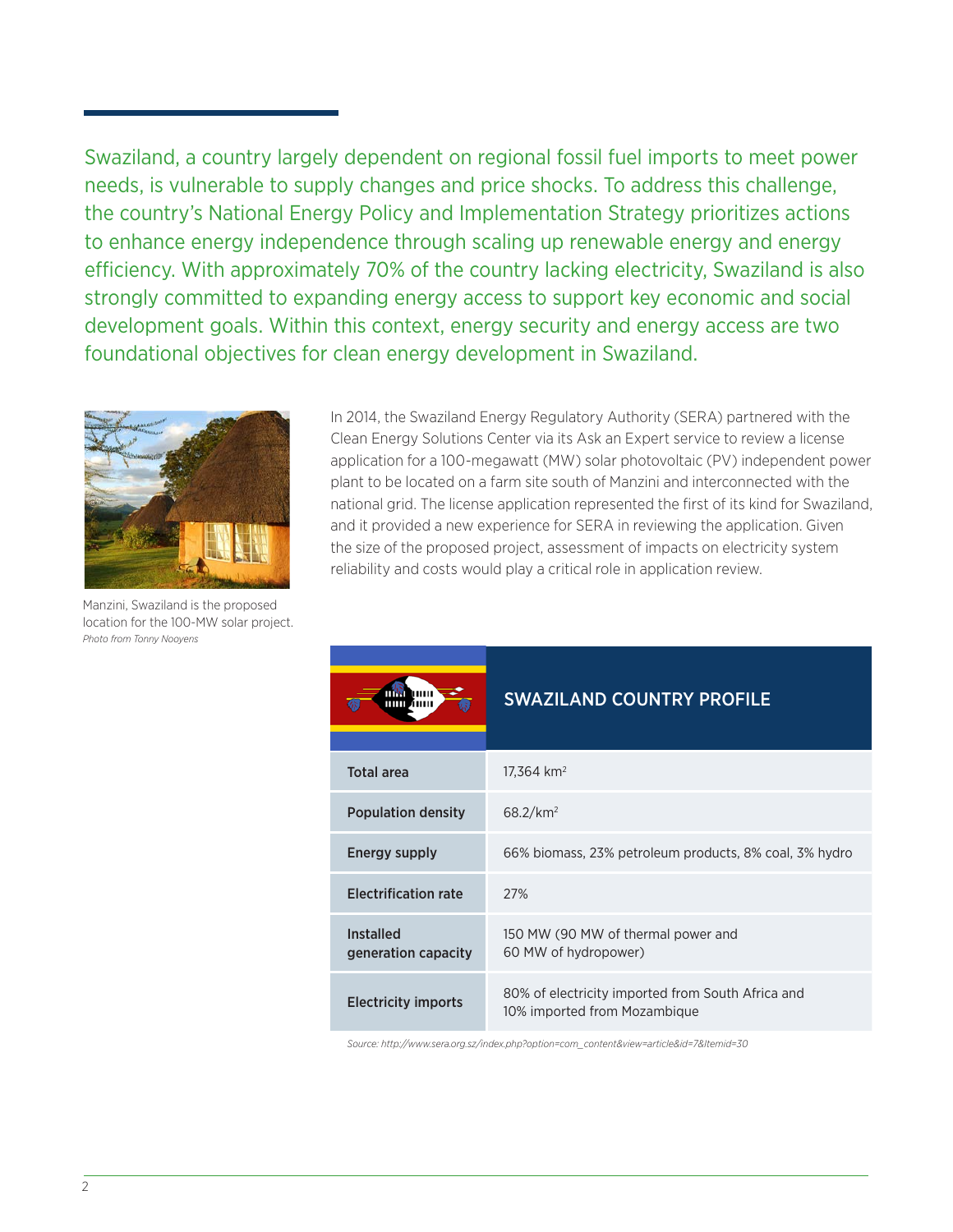Swaziland, a country largely dependent on regional fossil fuel imports to meet power needs, is vulnerable to supply changes and price shocks. To address this challenge, the country's National Energy Policy and Implementation Strategy prioritizes actions to enhance energy independence through scaling up renewable energy and energy efficiency. With approximately 70% of the country lacking electricity, Swaziland is also strongly committed to expanding energy access to support key economic and social development goals. Within this context, energy security and energy access are two foundational objectives for clean energy development in Swaziland.

Manzini, Swaziland is the proposed location for the 100-MW solar project.
*Photo from Tonny Nooyens*

In 2014, the Swaziland Energy Regulatory Authority (SERA) partnered with the Clean Energy Solutions Center via its Ask an Expert service to review a license application for a 100-megawatt (MW) solar photovoltaic (PV) independent power plant to be located on a farm site south of Manzini and interconnected with the national grid. The license application represented the first of its kind for Swaziland, and it provided a new experience for SERA in reviewing the application. Given the size of the proposed project, assessment of impacts on electricity system reliability and costs would play a critical role in application review.

| SWAZILAND COUNTRY PROFILE | |
|---|---|
| **Total area** | 17,364 km$^2$ |
| **Population density** | 68.2/km$^2$ |
| **Energy supply** | 66% biomass, 23% petroleum products, 8% coal, 3% hydro |
| **Electrification rate** | 27% |
| **Installed generation capacity** | 150 MW (90 MW of thermal power and 60 MW of hydropower) |
| **Electricity imports** | 80% of electricity imported from South Africa and 10% imported from Mozambique |

*Source: http://www.sera.org.sz/index.php?option=com_content&view=article&id=7&Itemid=30*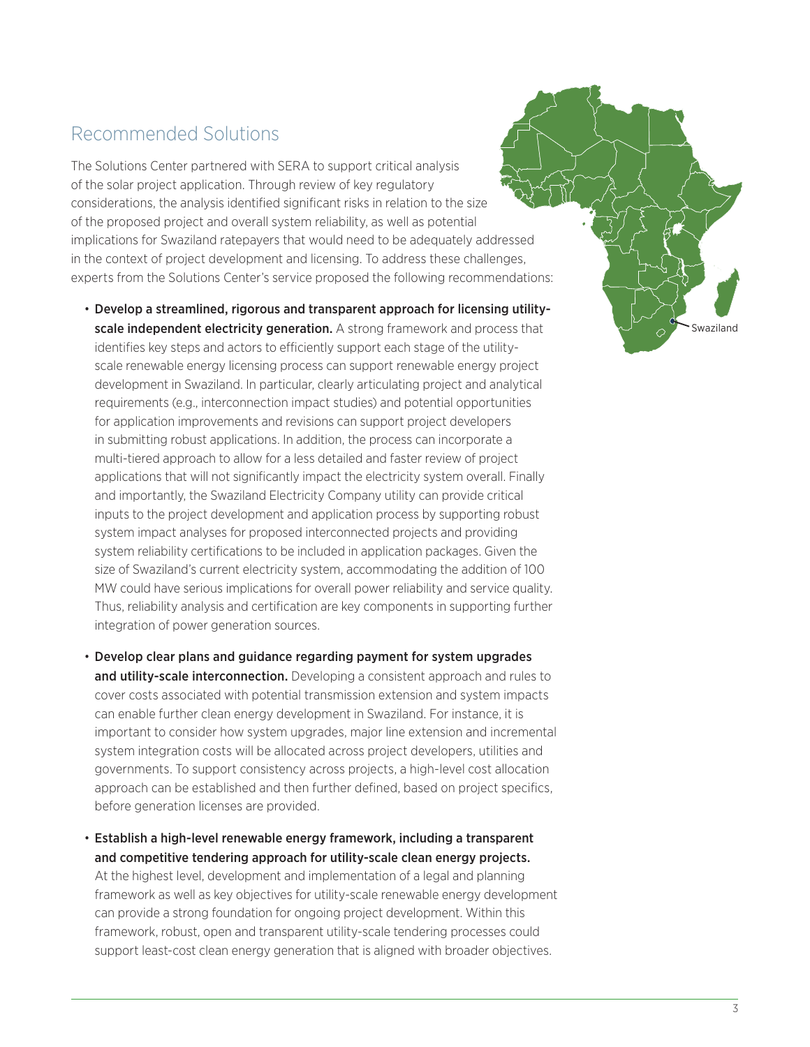## Recommended Solutions

The Solutions Center partnered with SERA to support critical analysis of the solar project application. Through review of key regulatory considerations, the analysis identified significant risks in relation to the size of the proposed project and overall system reliability, as well as potential implications for Swaziland ratepayers that would need to be adequately addressed in the context of project development and licensing. To address these challenges, experts from the Solutions Center's service proposed the following recommendations:

- **Develop a streamlined, rigorous and transparent approach for licensing utility-scale independent electricity generation.** A strong framework and process that identifies key steps and actors to efficiently support each stage of the utility-scale renewable energy licensing process can support renewable energy project development in Swaziland. In particular, clearly articulating project and analytical requirements (e.g., interconnection impact studies) and potential opportunities for application improvements and revisions can support project developers in submitting robust applications. In addition, the process can incorporate a multi-tiered approach to allow for a less detailed and faster review of project applications that will not significantly impact the electricity system overall. Finally and importantly, the Swaziland Electricity Company utility can provide critical inputs to the project development and application process by supporting robust system impact analyses for proposed interconnected projects and providing system reliability certifications to be included in application packages. Given the size of Swaziland's current electricity system, accommodating the addition of 100 MW could have serious implications for overall power reliability and service quality. Thus, reliability analysis and certification are key components in supporting further integration of power generation sources.

- **Develop clear plans and guidance regarding payment for system upgrades and utility-scale interconnection.** Developing a consistent approach and rules to cover costs associated with potential transmission extension and system impacts can enable further clean energy development in Swaziland. For instance, it is important to consider how system upgrades, major line extension and incremental system integration costs will be allocated across project developers, utilities and governments. To support consistency across projects, a high-level cost allocation approach can be established and then further defined, based on project specifics, before generation licenses are provided.

- **Establish a high-level renewable energy framework, including a transparent and competitive tendering approach for utility-scale clean energy projects.** At the highest level, development and implementation of a legal and planning framework as well as key objectives for utility-scale renewable energy development can provide a strong foundation for ongoing project development. Within this framework, robust, open and transparent utility-scale tendering processes could support least-cost clean energy generation that is aligned with broader objectives.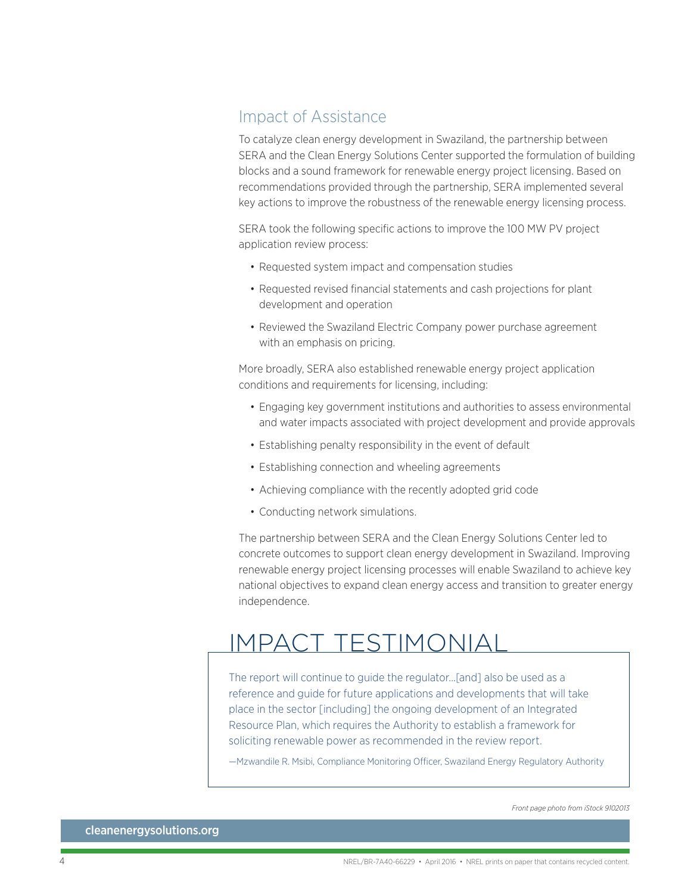## Impact of Assistance

To catalyze clean energy development in Swaziland, the partnership between SERA and the Clean Energy Solutions Center supported the formulation of building blocks and a sound framework for renewable energy project licensing. Based on recommendations provided through the partnership, SERA implemented several key actions to improve the robustness of the renewable energy licensing process.

SERA took the following specific actions to improve the 100 MW PV project application review process:

- Requested system impact and compensation studies
- Requested revised financial statements and cash projections for plant development and operation
- Reviewed the Swaziland Electric Company power purchase agreement with an emphasis on pricing.

More broadly, SERA also established renewable energy project application conditions and requirements for licensing, including:

- Engaging key government institutions and authorities to assess environmental and water impacts associated with project development and provide approvals
- Establishing penalty responsibility in the event of default
- Establishing connection and wheeling agreements
- Achieving compliance with the recently adopted grid code
- Conducting network simulations.

The partnership between SERA and the Clean Energy Solutions Center led to concrete outcomes to support clean energy development in Swaziland. Improving renewable energy project licensing processes will enable Swaziland to achieve key national objectives to expand clean energy access and transition to greater energy independence.

# IMPACT TESTIMONIAL

The report will continue to guide the regulator...[and] also be used as a reference and guide for future applications and developments that will take place in the sector [including] the ongoing development of an Integrated Resource Plan, which requires the Authority to establish a framework for soliciting renewable power as recommended in the review report.

—Mzwandile R. Msibi, Compliance Monitoring Officer, Swaziland Energy Regulatory Authority

*Front page photo from iStock 9102013*

cleanenergysolutions.org

NREL/BR-7A40-66229 • April 2016 • NREL prints on paper that contains recycled content.